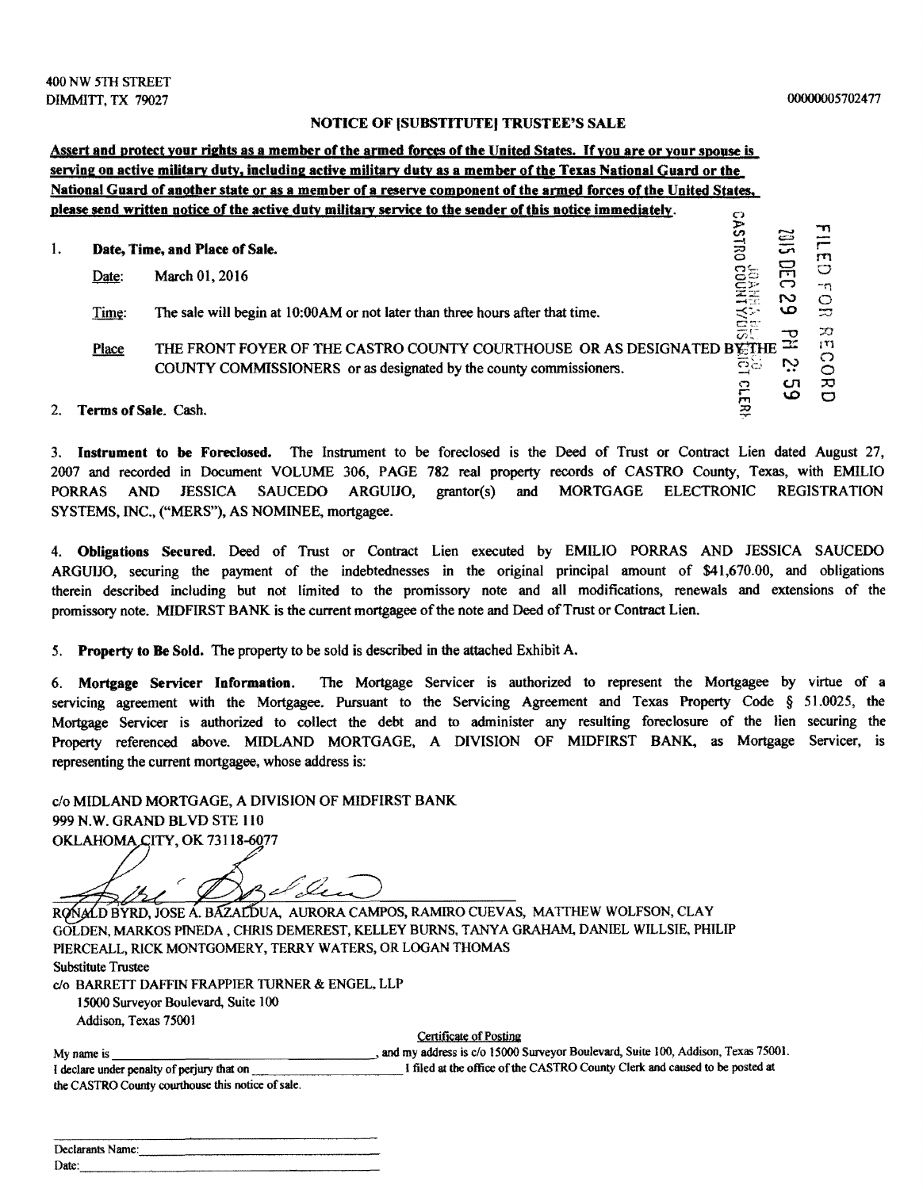400 NW 5TH STREET
DIMMITT, TX 79027

00000005702477

## NOTICE OF [SUBSTITUTE] TRUSTEE'S SALE

**Assert and protect your rights as a member of the armed forces of the United States. If you are or your spouse is serving on active military duty, including active military duty as a member of the Texas National Guard or the National Guard of another state or as a member of a reserve component of the armed forces of the United States, please send written notice of the active duty military service to the sender of this notice immediately.**

FILED FOR RECORD
2015 DEC 29 PM 2:59
JOANIE BELCHER
CASTRO COUNTY/DISTRICT CLERK

1. **Date, Time, and Place of Sale.**

   Date: March 01, 2016

   Time: The sale will begin at 10:00AM or not later than three hours after that time.

   Place: THE FRONT FOYER OF THE CASTRO COUNTY COURTHOUSE OR AS DESIGNATED BY THE COUNTY COMMISSIONERS or as designated by the county commissioners.

2. **Terms of Sale.** Cash.

3. **Instrument to be Foreclosed.** The Instrument to be foreclosed is the Deed of Trust or Contract Lien dated August 27, 2007 and recorded in Document VOLUME 306, PAGE 782 real property records of CASTRO County, Texas, with EMILIO PORRAS AND JESSICA SAUCEDO ARGUIJO, grantor(s) and MORTGAGE ELECTRONIC REGISTRATION SYSTEMS, INC., ("MERS"), AS NOMINEE, mortgagee.

4. **Obligations Secured.** Deed of Trust or Contract Lien executed by EMILIO PORRAS AND JESSICA SAUCEDO ARGUIJO, securing the payment of the indebtednesses in the original principal amount of $41,670.00, and obligations therein described including but not limited to the promissory note and all modifications, renewals and extensions of the promissory note. MIDFIRST BANK is the current mortgagee of the note and Deed of Trust or Contract Lien.

5. **Property to Be Sold.** The property to be sold is described in the attached Exhibit A.

6. **Mortgage Servicer Information.** The Mortgage Servicer is authorized to represent the Mortgagee by virtue of a servicing agreement with the Mortgagee. Pursuant to the Servicing Agreement and Texas Property Code § 51.0025, the Mortgage Servicer is authorized to collect the debt and to administer any resulting foreclosure of the lien securing the Property referenced above. MIDLAND MORTGAGE, A DIVISION OF MIDFIRST BANK, as Mortgage Servicer, is representing the current mortgagee, whose address is:

c/o MIDLAND MORTGAGE, A DIVISION OF MIDFIRST BANK
999 N.W. GRAND BLVD STE 110
OKLAHOMA CITY, OK 73118-6077

RONALD BYRD, JOSE A. BAZALDUA, AURORA CAMPOS, RAMIRO CUEVAS, MATTHEW WOLFSON, CLAY GOLDEN, MARKOS PINEDA, CHRIS DEMEREST, KELLEY BURNS, TANYA GRAHAM, DANIEL WILLSIE, PHILIP PIERCEALL, RICK MONTGOMERY, TERRY WATERS, OR LOGAN THOMAS
Substitute Trustee
c/o BARRETT DAFFIN FRAPPIER TURNER & ENGEL, LLP
15000 Surveyor Boulevard, Suite 100
Addison, Texas 75001

Certificate of Posting

My name is ____________________, and my address is c/o 15000 Surveyor Boulevard, Suite 100, Addison, Texas 75001. I declare under penalty of perjury that on ____________________ I filed at the office of the CASTRO County Clerk and caused to be posted at the CASTRO County courthouse this notice of sale.

____________________
Declarants Name: ____________________
Date: ____________________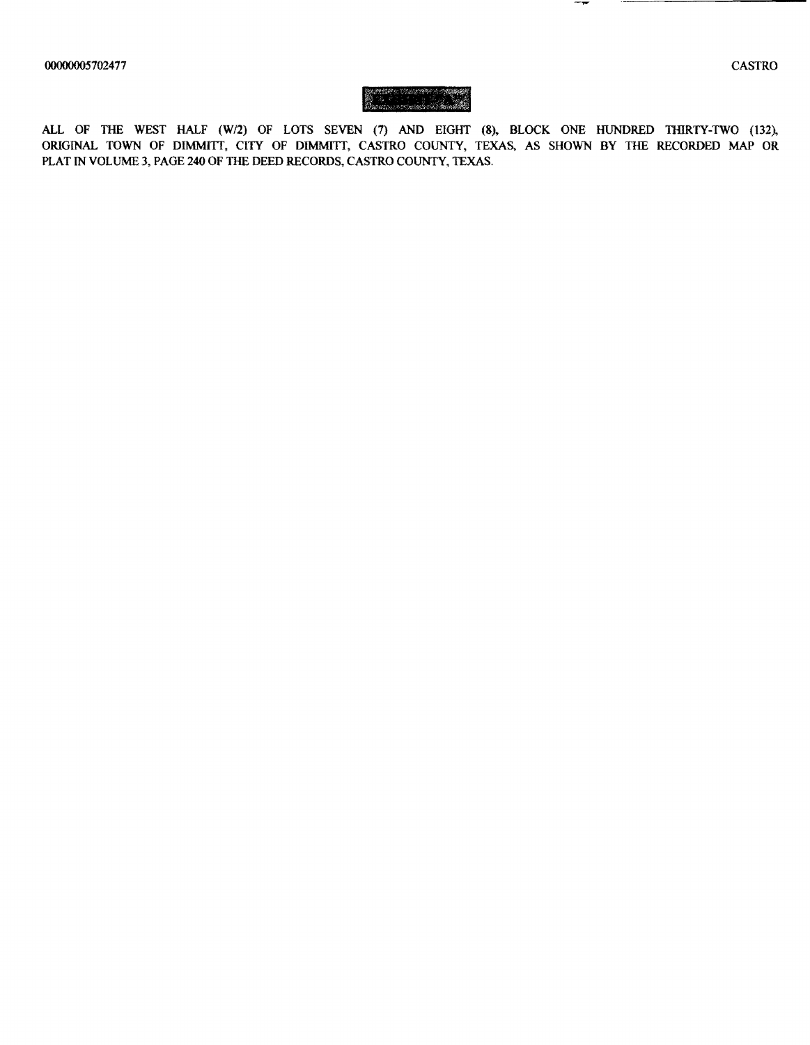00000005702477 CASTRO

ALL OF THE WEST HALF (W/2) OF LOTS SEVEN (7) AND EIGHT (8), BLOCK ONE HUNDRED THIRTY-TWO (132), ORIGINAL TOWN OF DIMMITT, CITY OF DIMMITT, CASTRO COUNTY, TEXAS, AS SHOWN BY THE RECORDED MAP OR PLAT IN VOLUME 3, PAGE 240 OF THE DEED RECORDS, CASTRO COUNTY, TEXAS.